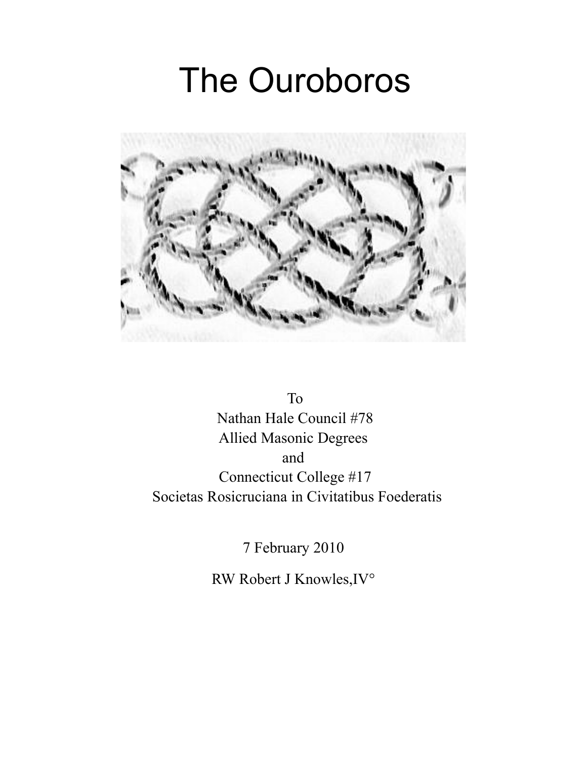# The Ouroboros

To
Nathan Hale Council #78
Allied Masonic Degrees
and
Connecticut College #17
Societas Rosicruciana in Civitatibus Foederatis

7 February 2010

RW Robert J Knowles,IV°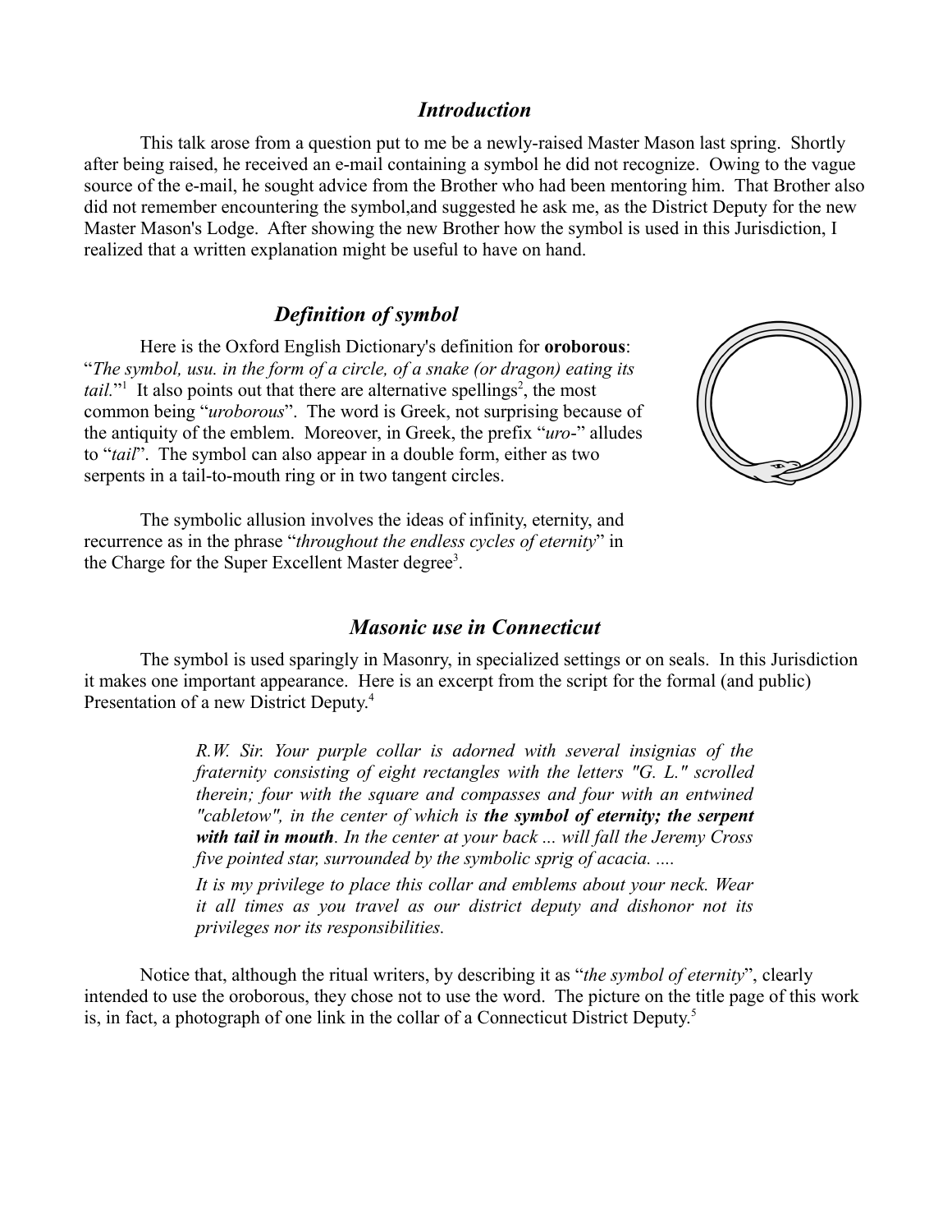## *Introduction*

This talk arose from a question put to me be a newly-raised Master Mason last spring. Shortly after being raised, he received an e-mail containing a symbol he did not recognize. Owing to the vague source of the e-mail, he sought advice from the Brother who had been mentoring him. That Brother also did not remember encountering the symbol,and suggested he ask me, as the District Deputy for the new Master Mason's Lodge. After showing the new Brother how the symbol is used in this Jurisdiction, I realized that a written explanation might be useful to have on hand.

## *Definition of symbol*

Here is the Oxford English Dictionary's definition for **oroborous**: "*The symbol, usu. in the form of a circle, of a snake (or dragon) eating its tail.*"[1] It also points out that there are alternative spellings[2], the most common being "*uroborous*". The word is Greek, not surprising because of the antiquity of the emblem. Moreover, in Greek, the prefix "*uro-*" alludes to "*tail*". The symbol can also appear in a double form, either as two serpents in a tail-to-mouth ring or in two tangent circles.

The symbolic allusion involves the ideas of infinity, eternity, and recurrence as in the phrase "*throughout the endless cycles of eternity*" in the Charge for the Super Excellent Master degree[3].

## *Masonic use in Connecticut*

The symbol is used sparingly in Masonry, in specialized settings or on seals. In this Jurisdiction it makes one important appearance. Here is an excerpt from the script for the formal (and public) Presentation of a new District Deputy.[4]

> *R.W. Sir. Your purple collar is adorned with several insignias of the fraternity consisting of eight rectangles with the letters "G. L." scrolled therein; four with the square and compasses and four with an entwined "cabletow", in the center of which is* ***the symbol of eternity; the serpent with tail in mouth****. In the center at your back ... will fall the Jeremy Cross five pointed star, surrounded by the symbolic sprig of acacia. ....*
>
> *It is my privilege to place this collar and emblems about your neck. Wear it all times as you travel as our district deputy and dishonor not its privileges nor its responsibilities.*

Notice that, although the ritual writers, by describing it as "*the symbol of eternity*", clearly intended to use the oroborous, they chose not to use the word. The picture on the title page of this work is, in fact, a photograph of one link in the collar of a Connecticut District Deputy.[5]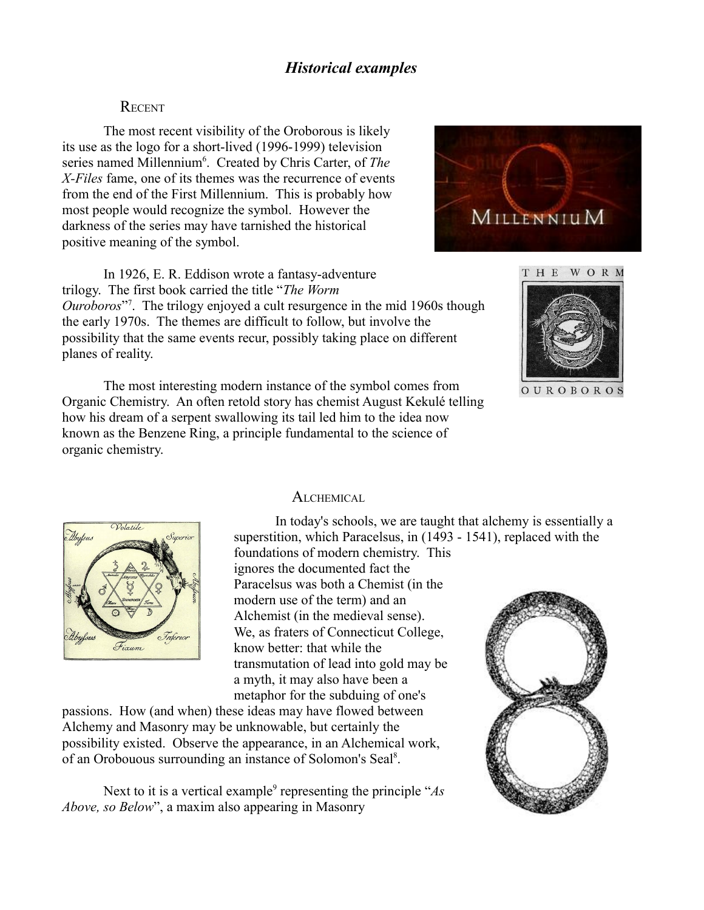## *Historical examples*

### Recent

The most recent visibility of the Oroborous is likely its use as the logo for a short-lived (1996-1999) television series named Millennium[6]. Created by Chris Carter, of *The X-Files* fame, one of its themes was the recurrence of events from the end of the First Millennium. This is probably how most people would recognize the symbol. However the darkness of the series may have tarnished the historical positive meaning of the symbol.

In 1926, E. R. Eddison wrote a fantasy-adventure trilogy. The first book carried the title "*The Worm Ouroboros*"[7]. The trilogy enjoyed a cult resurgence in the mid 1960s though the early 1970s. The themes are difficult to follow, but involve the possibility that the same events recur, possibly taking place on different planes of reality.

The most interesting modern instance of the symbol comes from Organic Chemistry. An often retold story has chemist August Kekulé telling how his dream of a serpent swallowing its tail led him to the idea now known as the Benzene Ring, a principle fundamental to the science of organic chemistry.

### Alchemical

In today's schools, we are taught that alchemy is essentially a superstition, which Paracelsus, in (1493 - 1541), replaced with the foundations of modern chemistry. This ignores the documented fact the Paracelsus was both a Chemist (in the modern use of the term) and an Alchemist (in the medieval sense). We, as fraters of Connecticut College, know better: that while the transmutation of lead into gold may be a myth, it may also have been a metaphor for the subduing of one's passions. How (and when) these ideas may have flowed between Alchemy and Masonry may be unknowable, but certainly the possibility existed. Observe the appearance, in an Alchemical work, of an Orobouous surrounding an instance of Solomon's Seal[8].

Next to it is a vertical example[9] representing the principle "*As Above, so Below*", a maxim also appearing in Masonry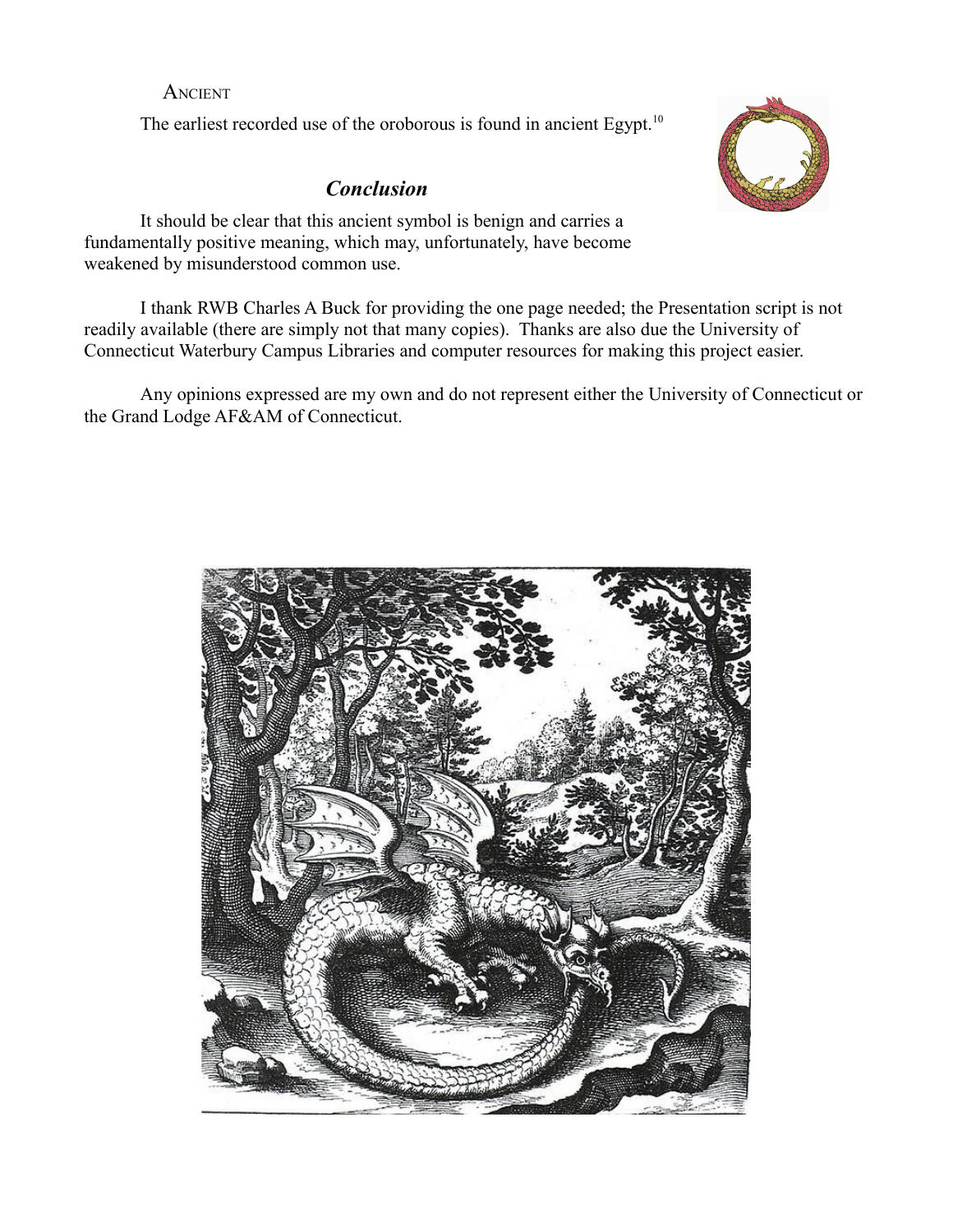Ancient

The earliest recorded use of the oroborous is found in ancient Egypt.[10]

## *Conclusion*

It should be clear that this ancient symbol is benign and carries a fundamentally positive meaning, which may, unfortunately, have become weakened by misunderstood common use.

I thank RWB Charles A Buck for providing the one page needed; the Presentation script is not readily available (there are simply not that many copies). Thanks are also due the University of Connecticut Waterbury Campus Libraries and computer resources for making this project easier.

Any opinions expressed are my own and do not represent either the University of Connecticut or the Grand Lodge AF&AM of Connecticut.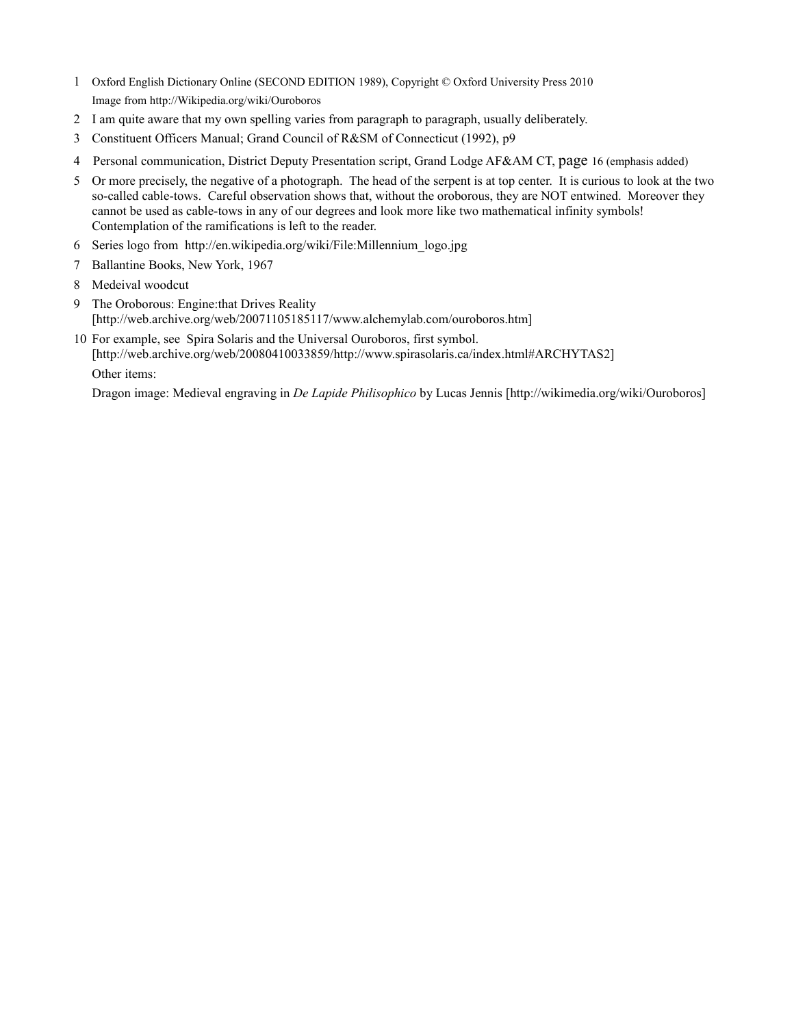1 Oxford English Dictionary Online (SECOND EDITION 1989), Copyright © Oxford University Press 2010
Image from http://Wikipedia.org/wiki/Ouroboros

2 I am quite aware that my own spelling varies from paragraph to paragraph, usually deliberately.

3 Constituent Officers Manual; Grand Council of R&SM of Connecticut (1992), p9

4 Personal communication, District Deputy Presentation script, Grand Lodge AF&AM CT, page 16 (emphasis added)

5 Or more precisely, the negative of a photograph. The head of the serpent is at top center. It is curious to look at the two so-called cable-tows. Careful observation shows that, without the oroborous, they are NOT entwined. Moreover they cannot be used as cable-tows in any of our degrees and look more like two mathematical infinity symbols! Contemplation of the ramifications is left to the reader.

6 Series logo from http://en.wikipedia.org/wiki/File:Millennium_logo.jpg

7 Ballantine Books, New York, 1967

8 Medeival woodcut

9 The Oroborous: Engine:that Drives Reality
[http://web.archive.org/web/20071105185117/www.alchemylab.com/ouroboros.htm]

10 For example, see Spira Solaris and the Universal Ouroboros, first symbol.
[http://web.archive.org/web/20080410033859/http://www.spirasolaris.ca/index.html#ARCHYTAS2]

Other items:

Dragon image: Medieval engraving in *De Lapide Philisophico* by Lucas Jennis [http://wikimedia.org/wiki/Ouroboros]